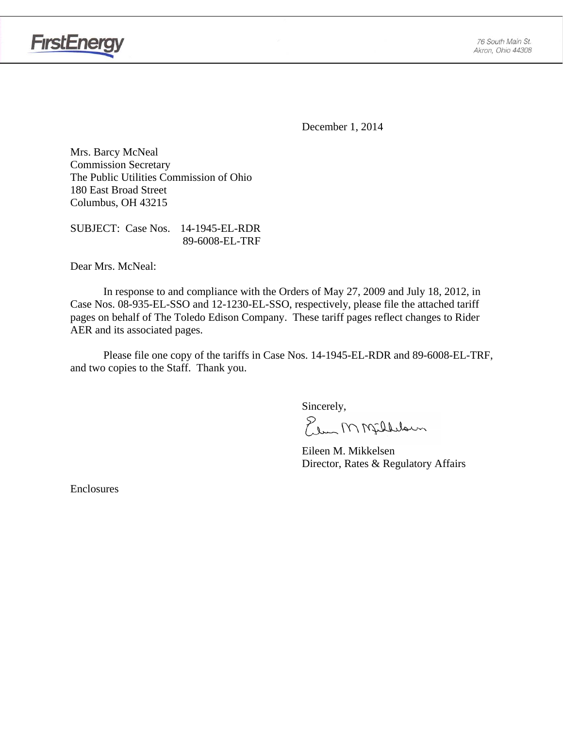FirstEnergy

76 South Main St.
Akron, Ohio 44308

December 1, 2014

Mrs. Barcy McNeal
Commission Secretary
The Public Utilities Commission of Ohio
180 East Broad Street
Columbus, OH 43215

SUBJECT: Case Nos. 14-1945-EL-RDR
89-6008-EL-TRF

Dear Mrs. McNeal:

In response to and compliance with the Orders of May 27, 2009 and July 18, 2012, in Case Nos. 08-935-EL-SSO and 12-1230-EL-SSO, respectively, please file the attached tariff pages on behalf of The Toledo Edison Company. These tariff pages reflect changes to Rider AER and its associated pages.

Please file one copy of the tariffs in Case Nos. 14-1945-EL-RDR and 89-6008-EL-TRF, and two copies to the Staff. Thank you.

Sincerely,

Eileen M. Mikkelsen
Director, Rates & Regulatory Affairs

Enclosures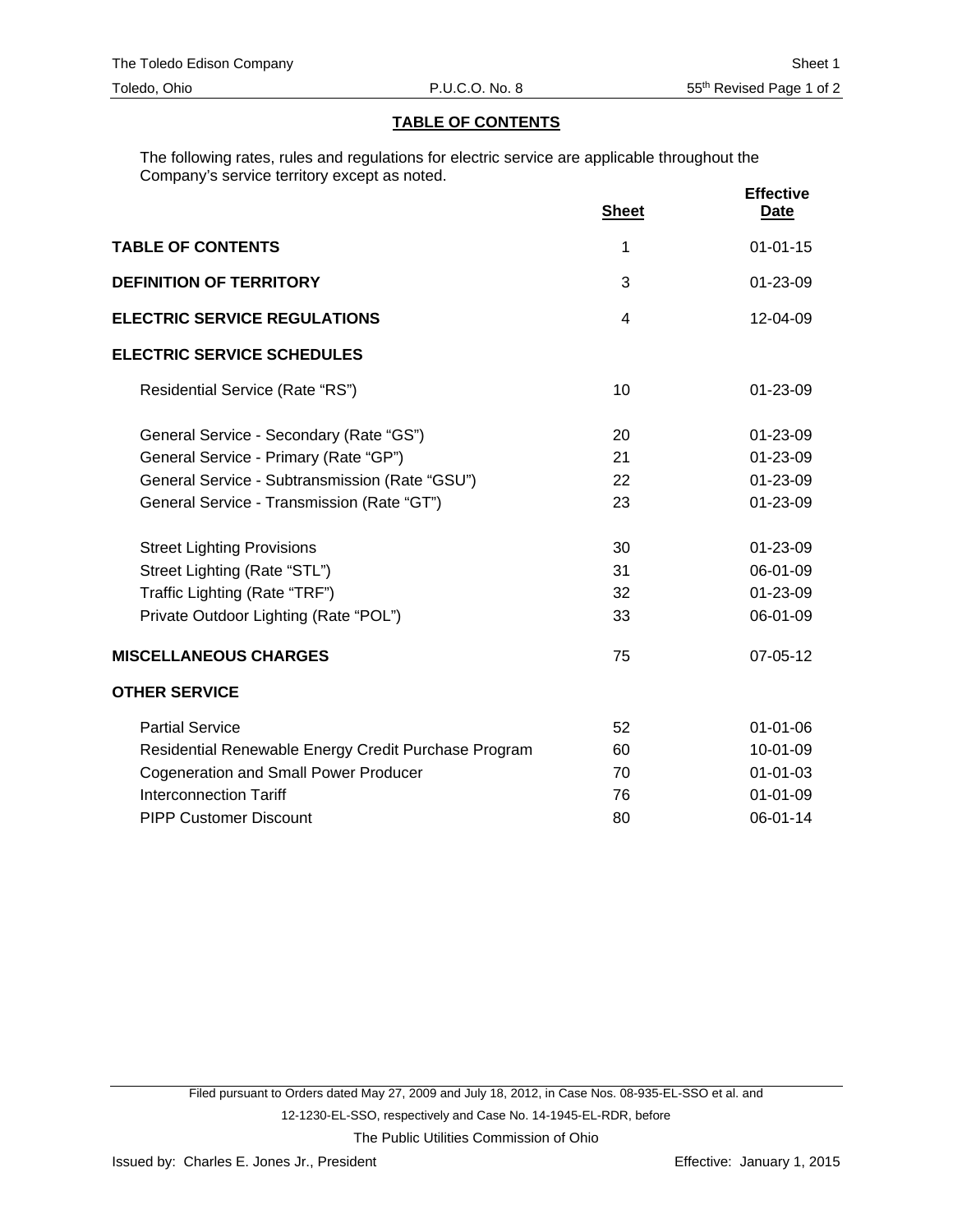## TABLE OF CONTENTS

The following rates, rules and regulations for electric service are applicable throughout the Company's service territory except as noted.

| | Sheet | Effective Date |
|---|---|---|
| **TABLE OF CONTENTS** | 1 | 01-01-15 |
| **DEFINITION OF TERRITORY** | 3 | 01-23-09 |
| **ELECTRIC SERVICE REGULATIONS** | 4 | 12-04-09 |
| **ELECTRIC SERVICE SCHEDULES** | | |
| Residential Service (Rate "RS") | 10 | 01-23-09 |
| General Service - Secondary (Rate "GS") | 20 | 01-23-09 |
| General Service - Primary (Rate "GP") | 21 | 01-23-09 |
| General Service - Subtransmission (Rate "GSU") | 22 | 01-23-09 |
| General Service - Transmission (Rate "GT") | 23 | 01-23-09 |
| Street Lighting Provisions | 30 | 01-23-09 |
| Street Lighting (Rate "STL") | 31 | 06-01-09 |
| Traffic Lighting (Rate "TRF") | 32 | 01-23-09 |
| Private Outdoor Lighting (Rate "POL") | 33 | 06-01-09 |
| **MISCELLANEOUS CHARGES** | 75 | 07-05-12 |
| **OTHER SERVICE** | | |
| Partial Service | 52 | 01-01-06 |
| Residential Renewable Energy Credit Purchase Program | 60 | 10-01-09 |
| Cogeneration and Small Power Producer | 70 | 01-01-03 |
| Interconnection Tariff | 76 | 01-01-09 |
| PIPP Customer Discount | 80 | 06-01-14 |

Filed pursuant to Orders dated May 27, 2009 and July 18, 2012, in Case Nos. 08-935-EL-SSO et al. and 12-1230-EL-SSO, respectively and Case No. 14-1945-EL-RDR, before

The Public Utilities Commission of Ohio

Issued by: Charles E. Jones Jr., President

Effective: January 1, 2015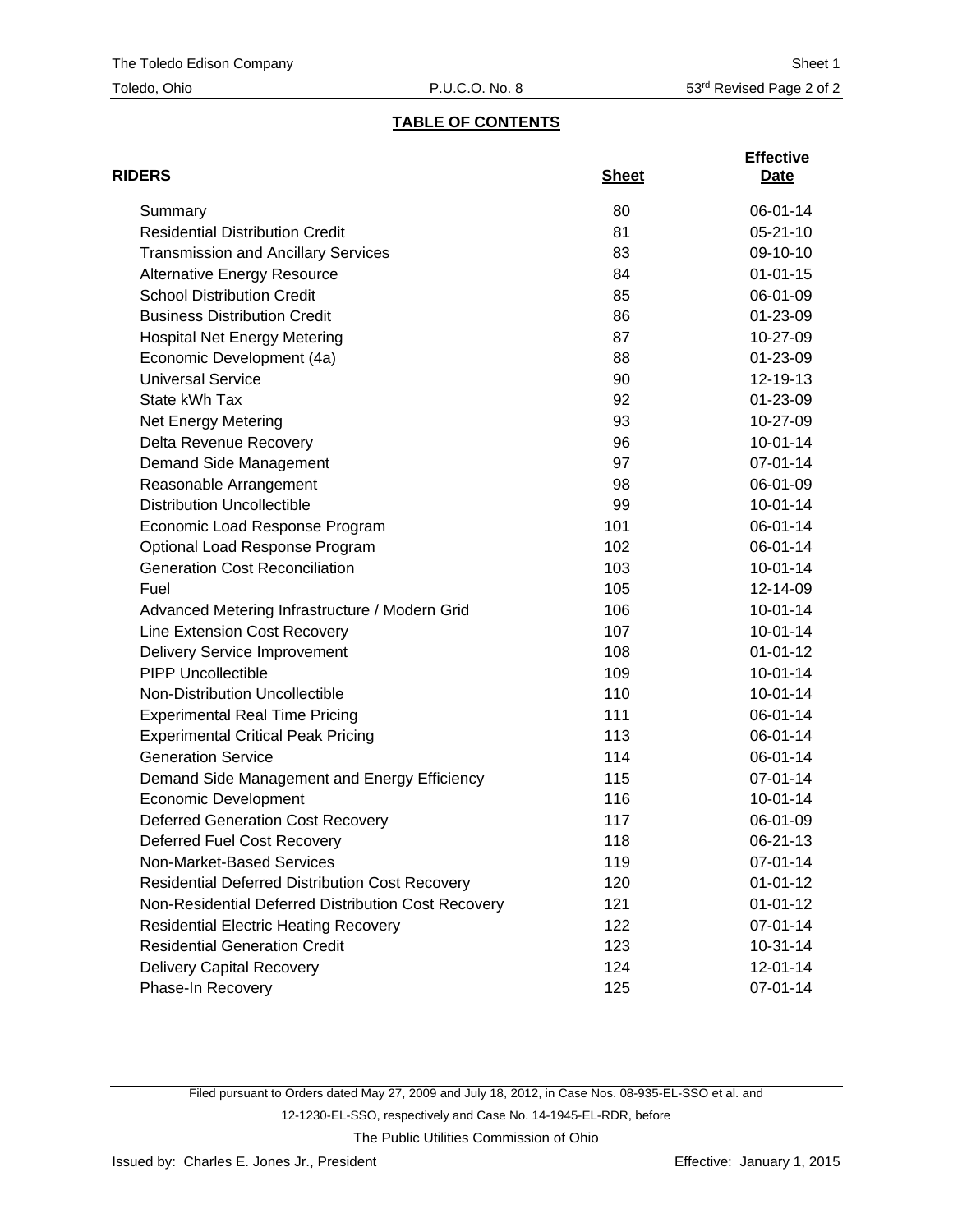The Toledo Edison Company
Toledo, Ohio P.U.C.O. No. 8 Sheet 1
53rd Revised Page 2 of 2

## TABLE OF CONTENTS

| RIDERS | Sheet | Effective Date |
|---|---|---|
| Summary | 80 | 06-01-14 |
| Residential Distribution Credit | 81 | 05-21-10 |
| Transmission and Ancillary Services | 83 | 09-10-10 |
| Alternative Energy Resource | 84 | 01-01-15 |
| School Distribution Credit | 85 | 06-01-09 |
| Business Distribution Credit | 86 | 01-23-09 |
| Hospital Net Energy Metering | 87 | 10-27-09 |
| Economic Development (4a) | 88 | 01-23-09 |
| Universal Service | 90 | 12-19-13 |
| State kWh Tax | 92 | 01-23-09 |
| Net Energy Metering | 93 | 10-27-09 |
| Delta Revenue Recovery | 96 | 10-01-14 |
| Demand Side Management | 97 | 07-01-14 |
| Reasonable Arrangement | 98 | 06-01-09 |
| Distribution Uncollectible | 99 | 10-01-14 |
| Economic Load Response Program | 101 | 06-01-14 |
| Optional Load Response Program | 102 | 06-01-14 |
| Generation Cost Reconciliation | 103 | 10-01-14 |
| Fuel | 105 | 12-14-09 |
| Advanced Metering Infrastructure / Modern Grid | 106 | 10-01-14 |
| Line Extension Cost Recovery | 107 | 10-01-14 |
| Delivery Service Improvement | 108 | 01-01-12 |
| PIPP Uncollectible | 109 | 10-01-14 |
| Non-Distribution Uncollectible | 110 | 10-01-14 |
| Experimental Real Time Pricing | 111 | 06-01-14 |
| Experimental Critical Peak Pricing | 113 | 06-01-14 |
| Generation Service | 114 | 06-01-14 |
| Demand Side Management and Energy Efficiency | 115 | 07-01-14 |
| Economic Development | 116 | 10-01-14 |
| Deferred Generation Cost Recovery | 117 | 06-01-09 |
| Deferred Fuel Cost Recovery | 118 | 06-21-13 |
| Non-Market-Based Services | 119 | 07-01-14 |
| Residential Deferred Distribution Cost Recovery | 120 | 01-01-12 |
| Non-Residential Deferred Distribution Cost Recovery | 121 | 01-01-12 |
| Residential Electric Heating Recovery | 122 | 07-01-14 |
| Residential Generation Credit | 123 | 10-31-14 |
| Delivery Capital Recovery | 124 | 12-01-14 |
| Phase-In Recovery | 125 | 07-01-14 |

Filed pursuant to Orders dated May 27, 2009 and July 18, 2012, in Case Nos. 08-935-EL-SSO et al. and 12-1230-EL-SSO, respectively and Case No. 14-1945-EL-RDR, before The Public Utilities Commission of Ohio

Issued by: Charles E. Jones Jr., President Effective: January 1, 2015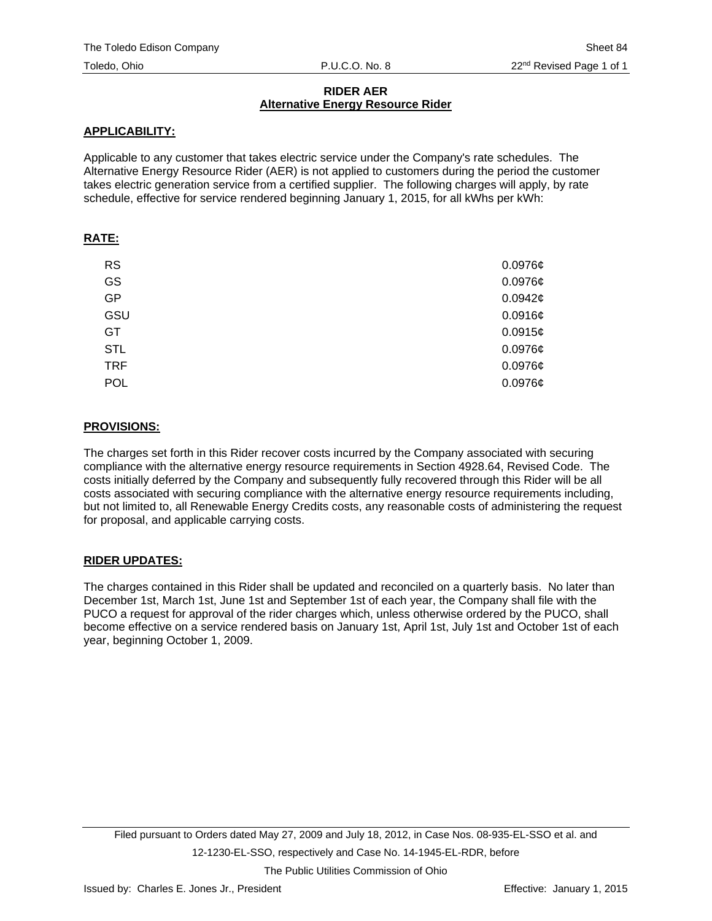The Toledo Edison Company | Sheet 84
Toledo, Ohio | P.U.C.O. No. 8 | 22nd Revised Page 1 of 1

**RIDER AER**
**Alternative Energy Resource Rider**

**APPLICABILITY:**

Applicable to any customer that takes electric service under the Company's rate schedules. The Alternative Energy Resource Rider (AER) is not applied to customers during the period the customer takes electric generation service from a certified supplier. The following charges will apply, by rate schedule, effective for service rendered beginning January 1, 2015, for all kWhs per kWh:

**RATE:**

| | |
|---|---|
| RS | 0.0976¢ |
| GS | 0.0976¢ |
| GP | 0.0942¢ |
| GSU | 0.0916¢ |
| GT | 0.0915¢ |
| STL | 0.0976¢ |
| TRF | 0.0976¢ |
| POL | 0.0976¢ |

**PROVISIONS:**

The charges set forth in this Rider recover costs incurred by the Company associated with securing compliance with the alternative energy resource requirements in Section 4928.64, Revised Code. The costs initially deferred by the Company and subsequently fully recovered through this Rider will be all costs associated with securing compliance with the alternative energy resource requirements including, but not limited to, all Renewable Energy Credits costs, any reasonable costs of administering the request for proposal, and applicable carrying costs.

**RIDER UPDATES:**

The charges contained in this Rider shall be updated and reconciled on a quarterly basis. No later than December 1st, March 1st, June 1st and September 1st of each year, the Company shall file with the PUCO a request for approval of the rider charges which, unless otherwise ordered by the PUCO, shall become effective on a service rendered basis on January 1st, April 1st, July 1st and October 1st of each year, beginning October 1, 2009.

Filed pursuant to Orders dated May 27, 2009 and July 18, 2012, in Case Nos. 08-935-EL-SSO et al. and 12-1230-EL-SSO, respectively and Case No. 14-1945-EL-RDR, before The Public Utilities Commission of Ohio

Issued by: Charles E. Jones Jr., President | Effective: January 1, 2015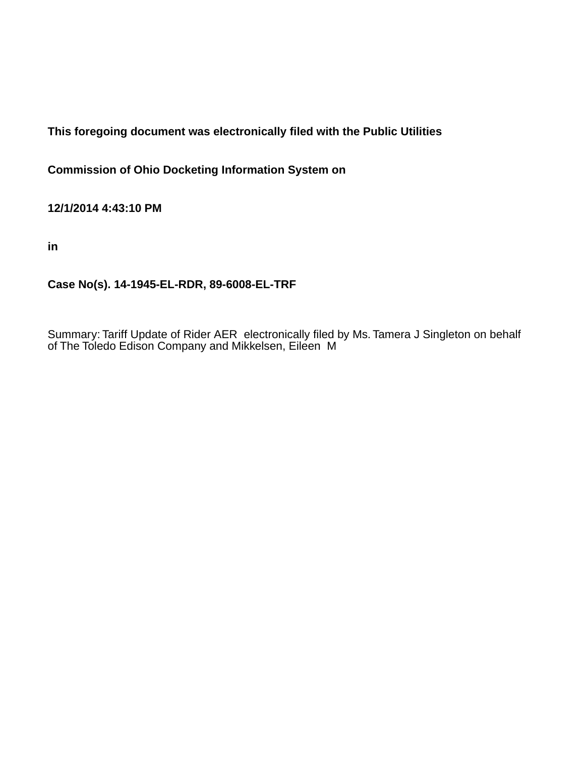**This foregoing document was electronically filed with the Public Utilities**

**Commission of Ohio Docketing Information System on**

**12/1/2014 4:43:10 PM**

**in**

**Case No(s). 14-1945-EL-RDR, 89-6008-EL-TRF**

Summary: Tariff Update of Rider AER electronically filed by Ms. Tamera J Singleton on behalf of The Toledo Edison Company and Mikkelsen, Eileen M